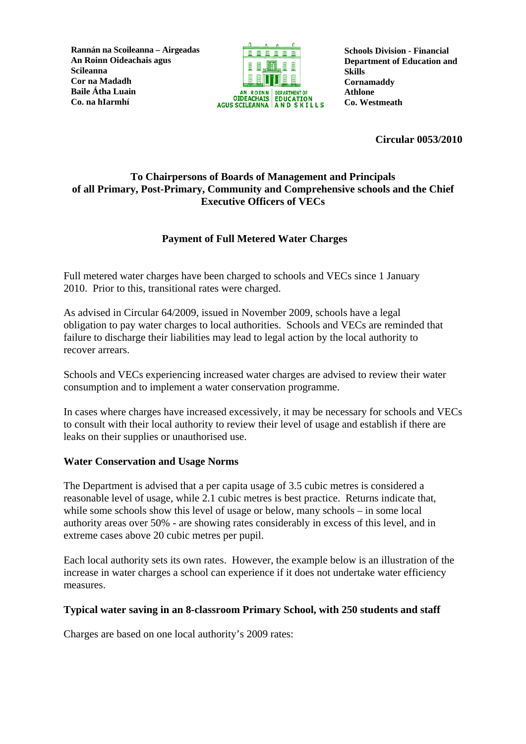**Rannán na Scoileanna – Airgeadas**
**An Roinn Oideachais agus Scileanna**
**Cor na Madadh**
**Baile Átha Luain**
**Co. na hIarmhí**

**Schools Division - Financial**
**Department of Education and Skills**
**Cornamaddy**
**Athlone**
**Co. Westmeath**

**Circular 0053/2010**

**To Chairpersons of Boards of Management and Principals of all Primary, Post-Primary, Community and Comprehensive schools and the Chief Executive Officers of VECs**

## Payment of Full Metered Water Charges

Full metered water charges have been charged to schools and VECs since 1 January 2010. Prior to this, transitional rates were charged.

As advised in Circular 64/2009, issued in November 2009, schools have a legal obligation to pay water charges to local authorities. Schools and VECs are reminded that failure to discharge their liabilities may lead to legal action by the local authority to recover arrears.

Schools and VECs experiencing increased water charges are advised to review their water consumption and to implement a water conservation programme.

In cases where charges have increased excessively, it may be necessary for schools and VECs to consult with their local authority to review their level of usage and establish if there are leaks on their supplies or unauthorised use.

### Water Conservation and Usage Norms

The Department is advised that a per capita usage of 3.5 cubic metres is considered a reasonable level of usage, while 2.1 cubic metres is best practice. Returns indicate that, while some schools show this level of usage or below, many schools – in some local authority areas over 50% - are showing rates considerably in excess of this level, and in extreme cases above 20 cubic metres per pupil.

Each local authority sets its own rates. However, the example below is an illustration of the increase in water charges a school can experience if it does not undertake water efficiency measures.

### Typical water saving in an 8-classroom Primary School, with 250 students and staff

Charges are based on one local authority's 2009 rates: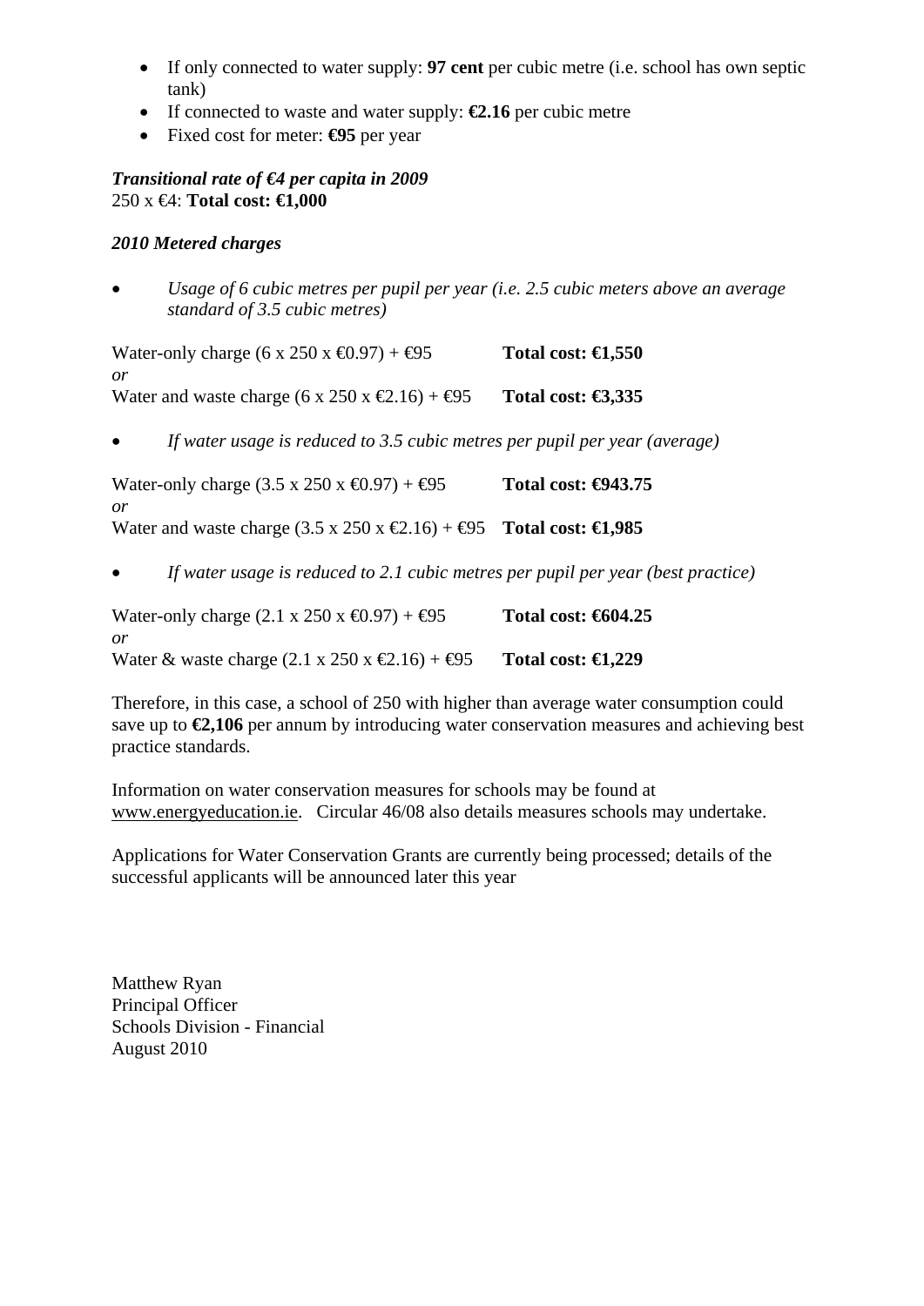- If only connected to water supply: **97 cent** per cubic metre (i.e. school has own septic tank)
- If connected to waste and water supply: **€2.16** per cubic metre
- Fixed cost for meter: **€95** per year

***Transitional rate of €4 per capita in 2009***
250 x €4: **Total cost: €1,000**

***2010 Metered charges***

- *Usage of 6 cubic metres per pupil per year (i.e. 2.5 cubic meters above an average standard of 3.5 cubic metres)*

Water-only charge (6 x 250 x €0.97) + €95 **Total cost: €1,550**
*or*
Water and waste charge (6 x 250 x €2.16) + €95 **Total cost: €3,335**

- *If water usage is reduced to 3.5 cubic metres per pupil per year (average)*

Water-only charge (3.5 x 250 x €0.97) + €95 **Total cost: €943.75**
*or*
Water and waste charge (3.5 x 250 x €2.16) + €95 **Total cost: €1,985**

- *If water usage is reduced to 2.1 cubic metres per pupil per year (best practice)*

Water-only charge (2.1 x 250 x €0.97) + €95 **Total cost: €604.25**
*or*
Water & waste charge (2.1 x 250 x €2.16) + €95 **Total cost: €1,229**

Therefore, in this case, a school of 250 with higher than average water consumption could save up to **€2,106** per annum by introducing water conservation measures and achieving best practice standards.

Information on water conservation measures for schools may be found at www.energyeducation.ie. Circular 46/08 also details measures schools may undertake.

Applications for Water Conservation Grants are currently being processed; details of the successful applicants will be announced later this year

Matthew Ryan
Principal Officer
Schools Division - Financial
August 2010